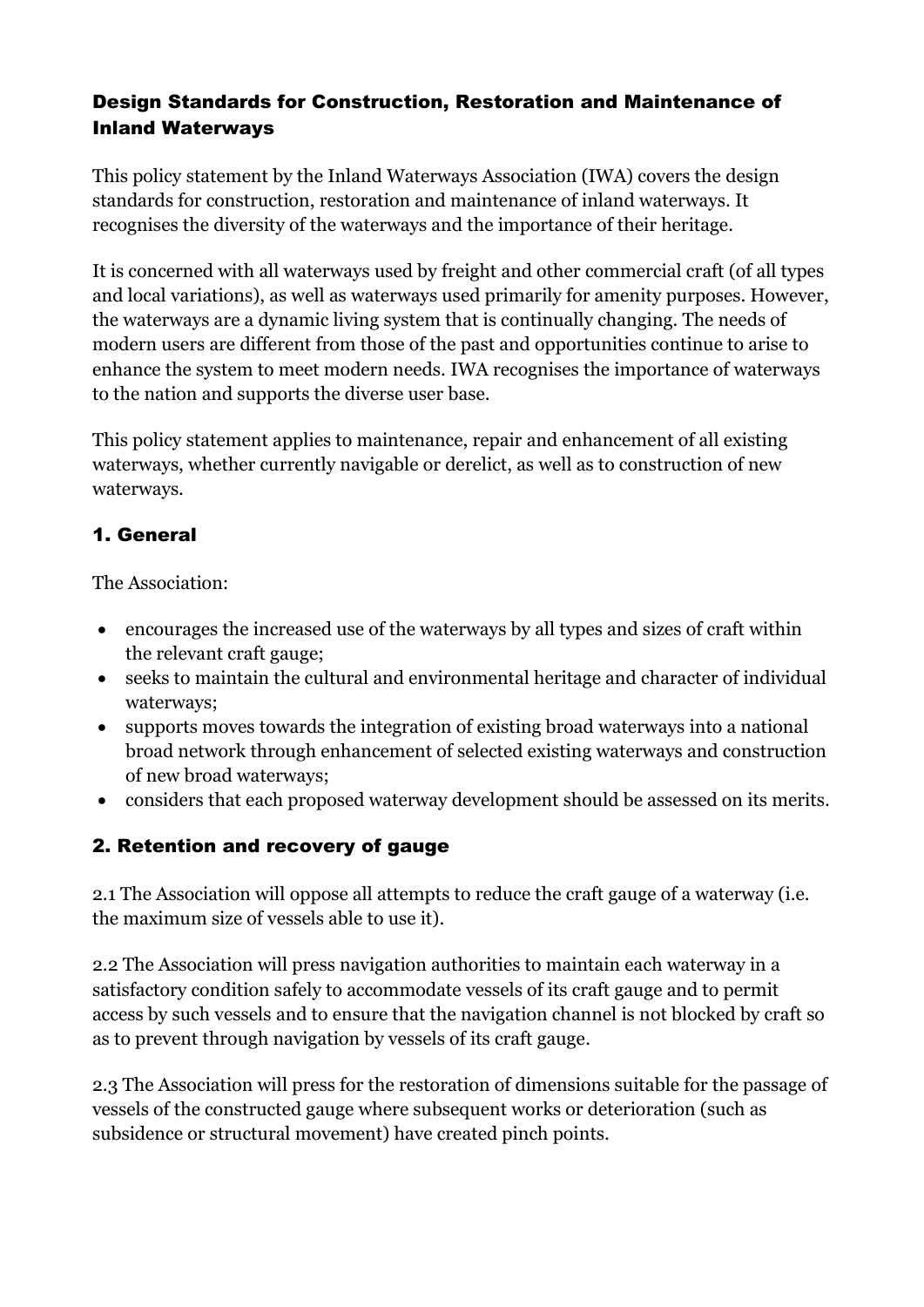# Design Standards for Construction, Restoration and Maintenance of Inland Waterways

This policy statement by the Inland Waterways Association (IWA) covers the design standards for construction, restoration and maintenance of inland waterways. It recognises the diversity of the waterways and the importance of their heritage.

It is concerned with all waterways used by freight and other commercial craft (of all types and local variations), as well as waterways used primarily for amenity purposes. However, the waterways are a dynamic living system that is continually changing. The needs of modern users are different from those of the past and opportunities continue to arise to enhance the system to meet modern needs. IWA recognises the importance of waterways to the nation and supports the diverse user base.

This policy statement applies to maintenance, repair and enhancement of all existing waterways, whether currently navigable or derelict, as well as to construction of new waterways.

## 1. General

The Association:

- encourages the increased use of the waterways by all types and sizes of craft within the relevant craft gauge;
- seeks to maintain the cultural and environmental heritage and character of individual waterways;
- supports moves towards the integration of existing broad waterways into a national broad network through enhancement of selected existing waterways and construction of new broad waterways;
- considers that each proposed waterway development should be assessed on its merits.

## 2. Retention and recovery of gauge

2.1 The Association will oppose all attempts to reduce the craft gauge of a waterway (i.e. the maximum size of vessels able to use it).

2.2 The Association will press navigation authorities to maintain each waterway in a satisfactory condition safely to accommodate vessels of its craft gauge and to permit access by such vessels and to ensure that the navigation channel is not blocked by craft so as to prevent through navigation by vessels of its craft gauge.

2.3 The Association will press for the restoration of dimensions suitable for the passage of vessels of the constructed gauge where subsequent works or deterioration (such as subsidence or structural movement) have created pinch points.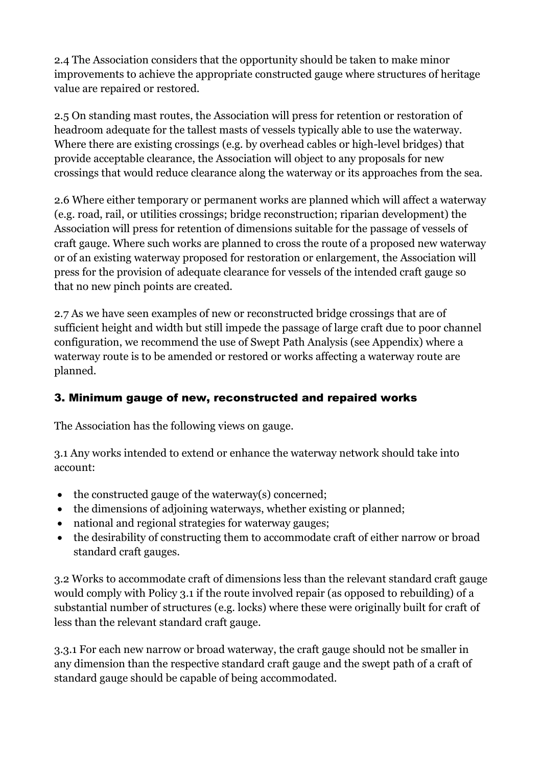2.4 The Association considers that the opportunity should be taken to make minor improvements to achieve the appropriate constructed gauge where structures of heritage value are repaired or restored.

2.5 On standing mast routes, the Association will press for retention or restoration of headroom adequate for the tallest masts of vessels typically able to use the waterway. Where there are existing crossings (e.g. by overhead cables or high-level bridges) that provide acceptable clearance, the Association will object to any proposals for new crossings that would reduce clearance along the waterway or its approaches from the sea.

2.6 Where either temporary or permanent works are planned which will affect a waterway (e.g. road, rail, or utilities crossings; bridge reconstruction; riparian development) the Association will press for retention of dimensions suitable for the passage of vessels of craft gauge. Where such works are planned to cross the route of a proposed new waterway or of an existing waterway proposed for restoration or enlargement, the Association will press for the provision of adequate clearance for vessels of the intended craft gauge so that no new pinch points are created.

2.7 As we have seen examples of new or reconstructed bridge crossings that are of sufficient height and width but still impede the passage of large craft due to poor channel configuration, we recommend the use of Swept Path Analysis (see Appendix) where a waterway route is to be amended or restored or works affecting a waterway route are planned.

## 3. Minimum gauge of new, reconstructed and repaired works

The Association has the following views on gauge.

3.1 Any works intended to extend or enhance the waterway network should take into account:

- the constructed gauge of the waterway(s) concerned;
- the dimensions of adjoining waterways, whether existing or planned;
- national and regional strategies for waterway gauges;
- the desirability of constructing them to accommodate craft of either narrow or broad standard craft gauges.

3.2 Works to accommodate craft of dimensions less than the relevant standard craft gauge would comply with Policy 3.1 if the route involved repair (as opposed to rebuilding) of a substantial number of structures (e.g. locks) where these were originally built for craft of less than the relevant standard craft gauge.

3.3.1 For each new narrow or broad waterway, the craft gauge should not be smaller in any dimension than the respective standard craft gauge and the swept path of a craft of standard gauge should be capable of being accommodated.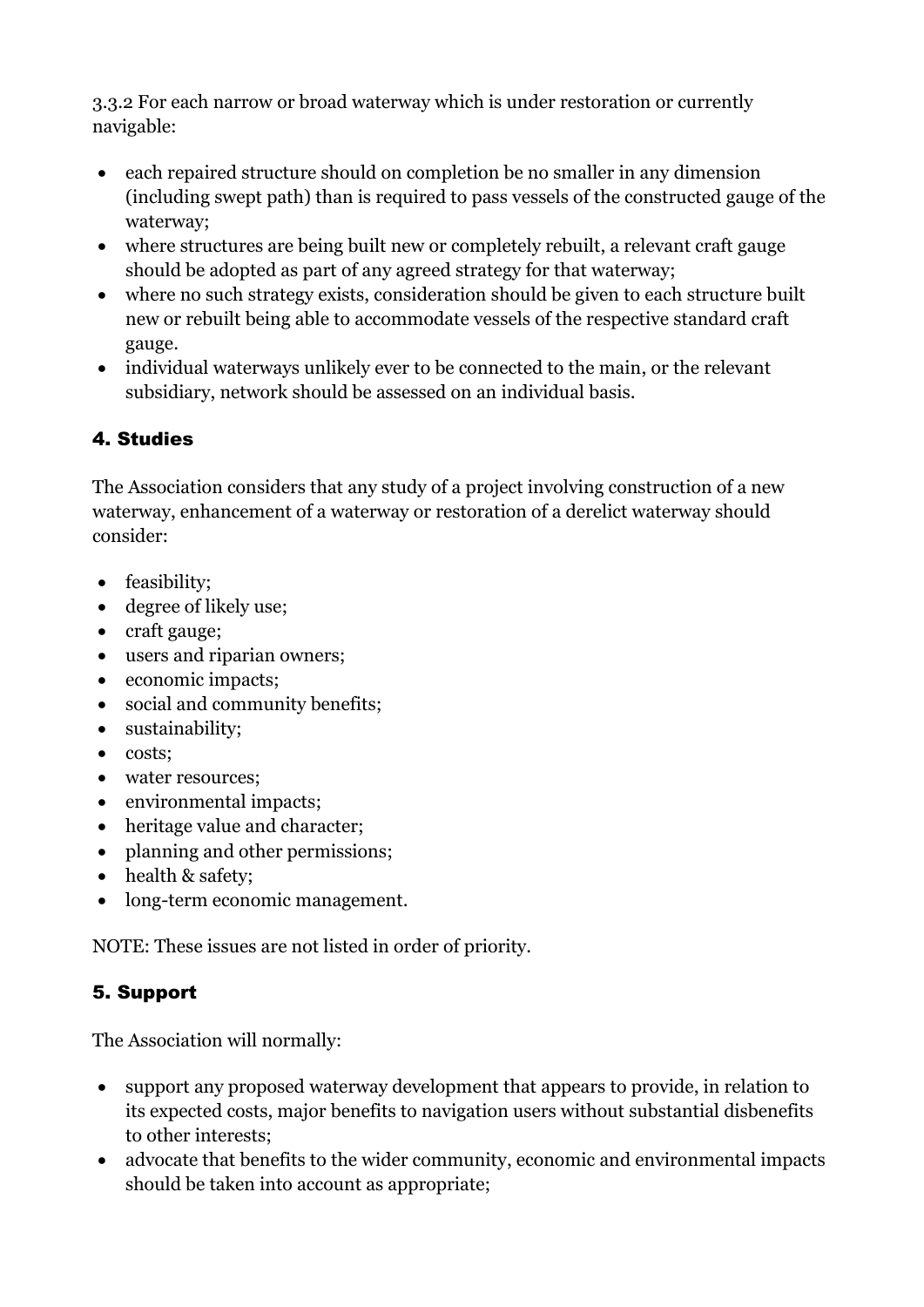3.3.2 For each narrow or broad waterway which is under restoration or currently navigable:

- each repaired structure should on completion be no smaller in any dimension (including swept path) than is required to pass vessels of the constructed gauge of the waterway;
- where structures are being built new or completely rebuilt, a relevant craft gauge should be adopted as part of any agreed strategy for that waterway;
- where no such strategy exists, consideration should be given to each structure built new or rebuilt being able to accommodate vessels of the respective standard craft gauge.
- individual waterways unlikely ever to be connected to the main, or the relevant subsidiary, network should be assessed on an individual basis.

## 4. Studies

The Association considers that any study of a project involving construction of a new waterway, enhancement of a waterway or restoration of a derelict waterway should consider:

- feasibility;
- degree of likely use;
- craft gauge;
- users and riparian owners;
- economic impacts;
- social and community benefits;
- sustainability;
- costs;
- water resources;
- environmental impacts;
- heritage value and character;
- planning and other permissions;
- health & safety;
- long-term economic management.

NOTE: These issues are not listed in order of priority.

## 5. Support

The Association will normally:

- support any proposed waterway development that appears to provide, in relation to its expected costs, major benefits to navigation users without substantial disbenefits to other interests;
- advocate that benefits to the wider community, economic and environmental impacts should be taken into account as appropriate;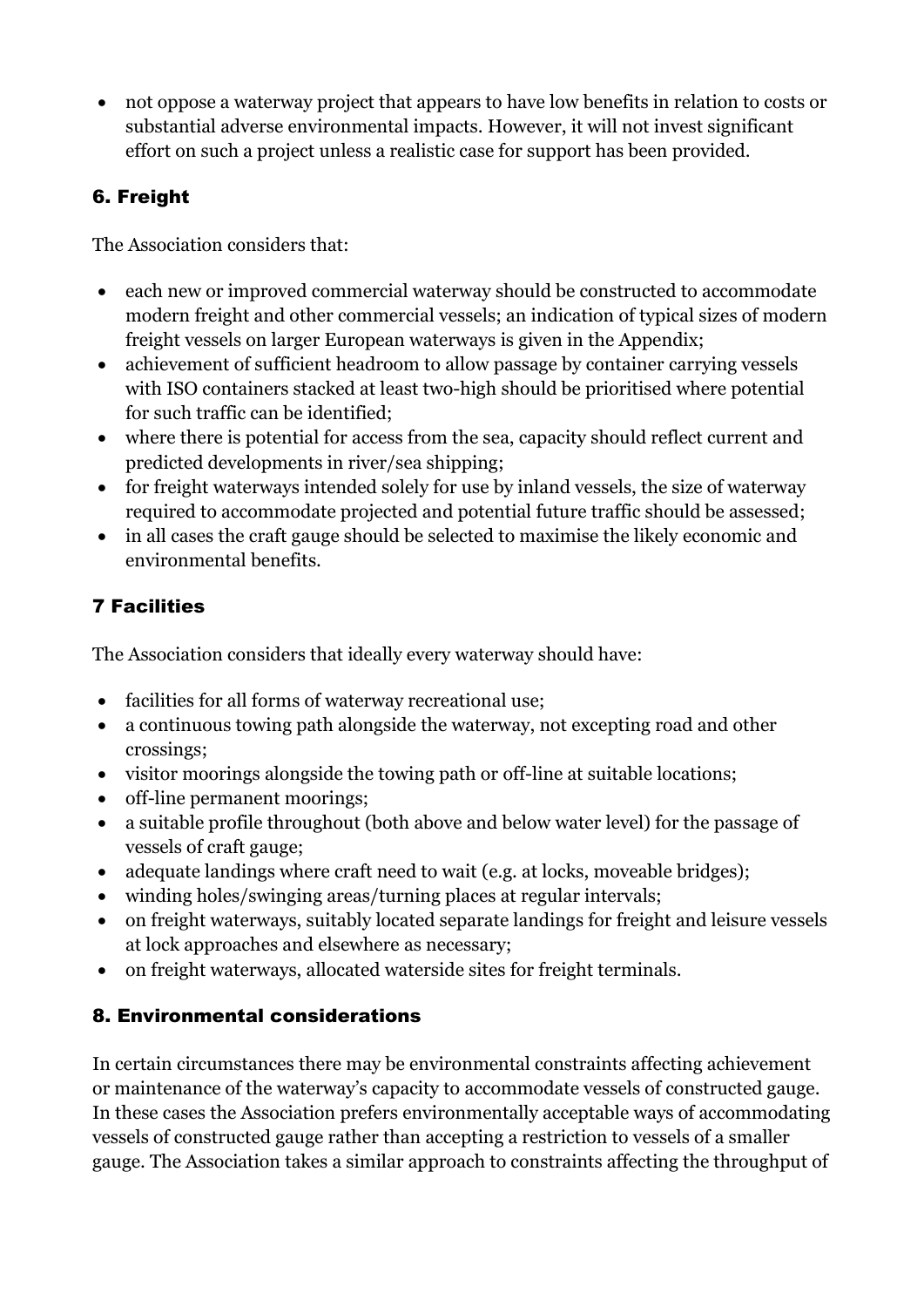- not oppose a waterway project that appears to have low benefits in relation to costs or substantial adverse environmental impacts. However, it will not invest significant effort on such a project unless a realistic case for support has been provided.

## 6. Freight

The Association considers that:

- each new or improved commercial waterway should be constructed to accommodate modern freight and other commercial vessels; an indication of typical sizes of modern freight vessels on larger European waterways is given in the Appendix;
- achievement of sufficient headroom to allow passage by container carrying vessels with ISO containers stacked at least two-high should be prioritised where potential for such traffic can be identified;
- where there is potential for access from the sea, capacity should reflect current and predicted developments in river/sea shipping;
- for freight waterways intended solely for use by inland vessels, the size of waterway required to accommodate projected and potential future traffic should be assessed;
- in all cases the craft gauge should be selected to maximise the likely economic and environmental benefits.

## 7 Facilities

The Association considers that ideally every waterway should have:

- facilities for all forms of waterway recreational use;
- a continuous towing path alongside the waterway, not excepting road and other crossings;
- visitor moorings alongside the towing path or off-line at suitable locations;
- off-line permanent moorings;
- a suitable profile throughout (both above and below water level) for the passage of vessels of craft gauge;
- adequate landings where craft need to wait (e.g. at locks, moveable bridges);
- winding holes/swinging areas/turning places at regular intervals;
- on freight waterways, suitably located separate landings for freight and leisure vessels at lock approaches and elsewhere as necessary;
- on freight waterways, allocated waterside sites for freight terminals.

## 8. Environmental considerations

In certain circumstances there may be environmental constraints affecting achievement or maintenance of the waterway's capacity to accommodate vessels of constructed gauge. In these cases the Association prefers environmentally acceptable ways of accommodating vessels of constructed gauge rather than accepting a restriction to vessels of a smaller gauge. The Association takes a similar approach to constraints affecting the throughput of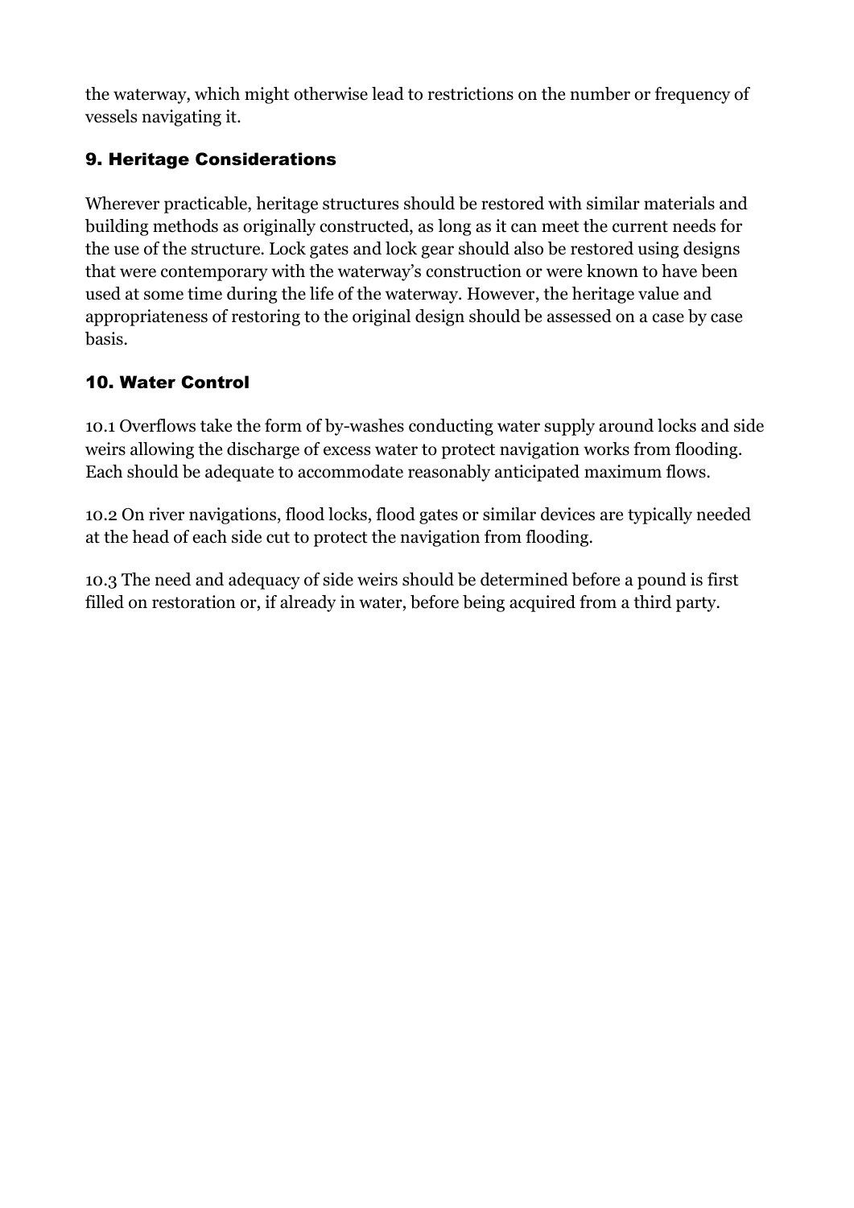the waterway, which might otherwise lead to restrictions on the number or frequency of vessels navigating it.

## 9. Heritage Considerations

Wherever practicable, heritage structures should be restored with similar materials and building methods as originally constructed, as long as it can meet the current needs for the use of the structure. Lock gates and lock gear should also be restored using designs that were contemporary with the waterway's construction or were known to have been used at some time during the life of the waterway. However, the heritage value and appropriateness of restoring to the original design should be assessed on a case by case basis.

## 10. Water Control

10.1 Overflows take the form of by-washes conducting water supply around locks and side weirs allowing the discharge of excess water to protect navigation works from flooding. Each should be adequate to accommodate reasonably anticipated maximum flows.

10.2 On river navigations, flood locks, flood gates or similar devices are typically needed at the head of each side cut to protect the navigation from flooding.

10.3 The need and adequacy of side weirs should be determined before a pound is first filled on restoration or, if already in water, before being acquired from a third party.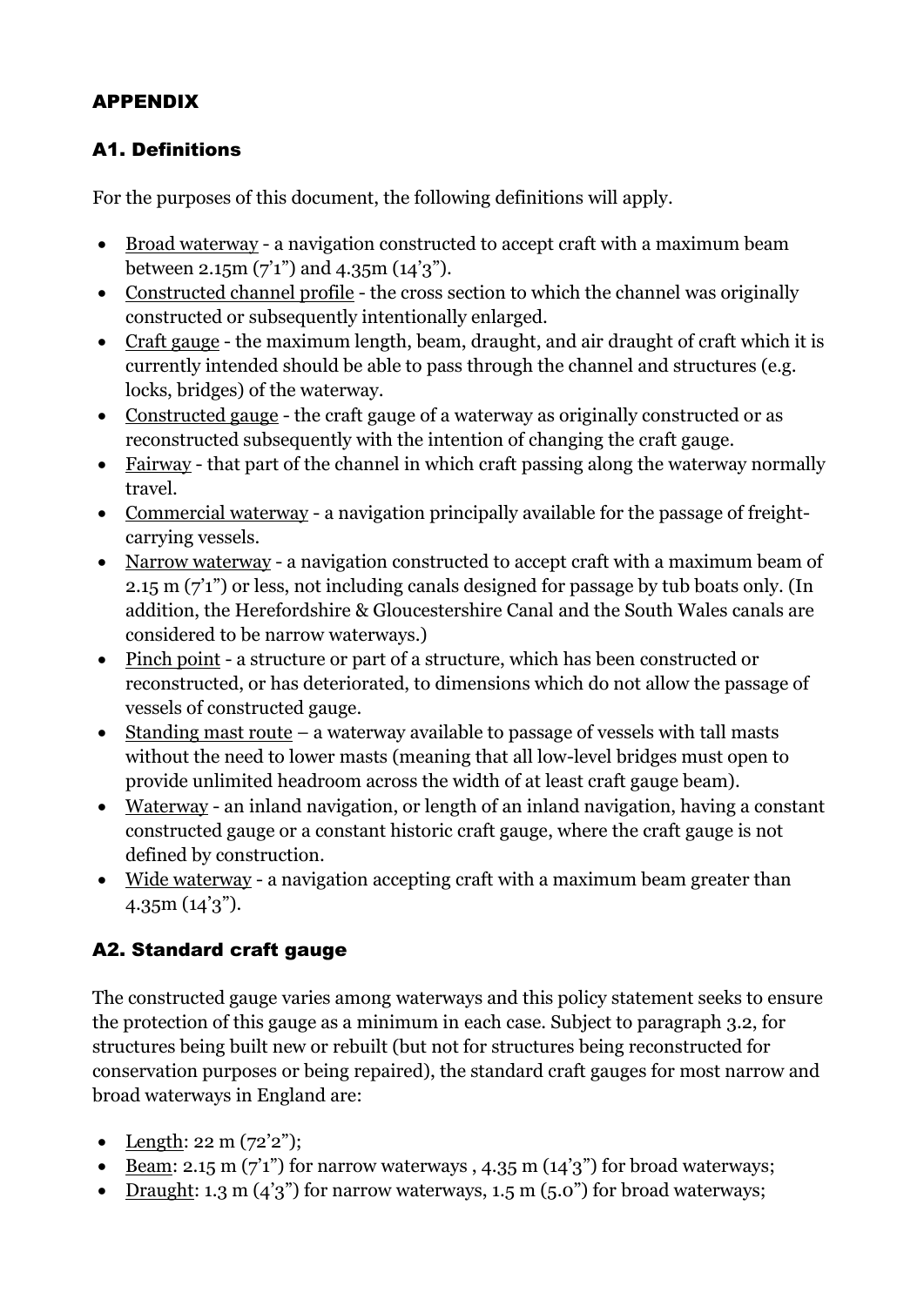## APPENDIX

### A1. Definitions

For the purposes of this document, the following definitions will apply.

- Broad waterway - a navigation constructed to accept craft with a maximum beam between 2.15m (7'1") and 4.35m (14'3").
- Constructed channel profile - the cross section to which the channel was originally constructed or subsequently intentionally enlarged.
- Craft gauge - the maximum length, beam, draught, and air draught of craft which it is currently intended should be able to pass through the channel and structures (e.g. locks, bridges) of the waterway.
- Constructed gauge - the craft gauge of a waterway as originally constructed or as reconstructed subsequently with the intention of changing the craft gauge.
- Fairway - that part of the channel in which craft passing along the waterway normally travel.
- Commercial waterway - a navigation principally available for the passage of freight-carrying vessels.
- Narrow waterway - a navigation constructed to accept craft with a maximum beam of 2.15 m (7'1") or less, not including canals designed for passage by tub boats only. (In addition, the Herefordshire & Gloucestershire Canal and the South Wales canals are considered to be narrow waterways.)
- Pinch point - a structure or part of a structure, which has been constructed or reconstructed, or has deteriorated, to dimensions which do not allow the passage of vessels of constructed gauge.
- Standing mast route – a waterway available to passage of vessels with tall masts without the need to lower masts (meaning that all low-level bridges must open to provide unlimited headroom across the width of at least craft gauge beam).
- Waterway - an inland navigation, or length of an inland navigation, having a constant constructed gauge or a constant historic craft gauge, where the craft gauge is not defined by construction.
- Wide waterway - a navigation accepting craft with a maximum beam greater than 4.35m (14'3").

### A2. Standard craft gauge

The constructed gauge varies among waterways and this policy statement seeks to ensure the protection of this gauge as a minimum in each case. Subject to paragraph 3.2, for structures being built new or rebuilt (but not for structures being reconstructed for conservation purposes or being repaired), the standard craft gauges for most narrow and broad waterways in England are:

- Length: 22 m (72'2");
- Beam: 2.15 m (7'1") for narrow waterways , 4.35 m (14'3") for broad waterways;
- Draught: 1.3 m (4'3") for narrow waterways, 1.5 m (5.0") for broad waterways;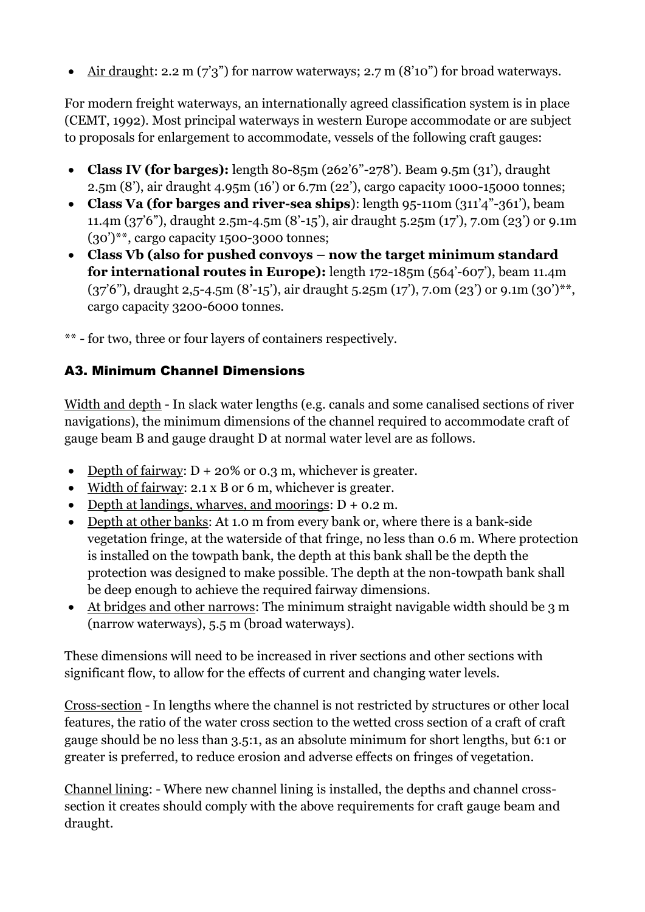- Air draught: 2.2 m (7'3") for narrow waterways; 2.7 m (8'10") for broad waterways.

For modern freight waterways, an internationally agreed classification system is in place (CEMT, 1992). Most principal waterways in western Europe accommodate or are subject to proposals for enlargement to accommodate, vessels of the following craft gauges:

- **Class IV (for barges):** length 80-85m (262'6"-278'). Beam 9.5m (31'), draught 2.5m (8'), air draught 4.95m (16') or 6.7m (22'), cargo capacity 1000-15000 tonnes;
- **Class Va (for barges and river-sea ships)**: length 95-110m (311'4"-361'), beam 11.4m (37'6"), draught 2.5m-4.5m (8'-15'), air draught 5.25m (17'), 7.0m (23') or 9.1m (30')**, cargo capacity 1500-3000 tonnes;
- **Class Vb (also for pushed convoys – now the target minimum standard for international routes in Europe):** length 172-185m (564'-607'), beam 11.4m (37'6"), draught 2,5-4.5m (8'-15'), air draught 5.25m (17'), 7.0m (23') or 9.1m (30')**, cargo capacity 3200-6000 tonnes.

** - for two, three or four layers of containers respectively.

## A3. Minimum Channel Dimensions

Width and depth - In slack water lengths (e.g. canals and some canalised sections of river navigations), the minimum dimensions of the channel required to accommodate craft of gauge beam B and gauge draught D at normal water level are as follows.

- Depth of fairway: D + 20% or 0.3 m, whichever is greater.
- Width of fairway: 2.1 x B or 6 m, whichever is greater.
- Depth at landings, wharves, and moorings: D + 0.2 m.
- Depth at other banks: At 1.0 m from every bank or, where there is a bank-side vegetation fringe, at the waterside of that fringe, no less than 0.6 m. Where protection is installed on the towpath bank, the depth at this bank shall be the depth the protection was designed to make possible. The depth at the non-towpath bank shall be deep enough to achieve the required fairway dimensions.
- At bridges and other narrows: The minimum straight navigable width should be 3 m (narrow waterways), 5.5 m (broad waterways).

These dimensions will need to be increased in river sections and other sections with significant flow, to allow for the effects of current and changing water levels.

Cross-section - In lengths where the channel is not restricted by structures or other local features, the ratio of the water cross section to the wetted cross section of a craft of craft gauge should be no less than 3.5:1, as an absolute minimum for short lengths, but 6:1 or greater is preferred, to reduce erosion and adverse effects on fringes of vegetation.

Channel lining: - Where new channel lining is installed, the depths and channel cross-section it creates should comply with the above requirements for craft gauge beam and draught.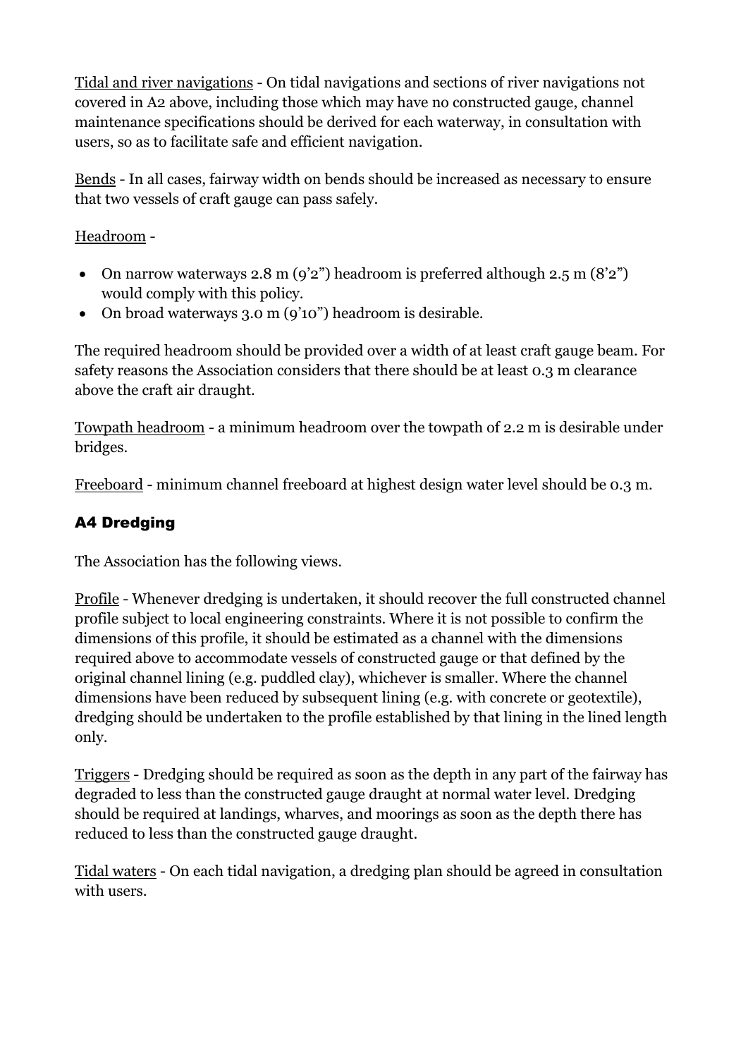Tidal and river navigations - On tidal navigations and sections of river navigations not covered in A2 above, including those which may have no constructed gauge, channel maintenance specifications should be derived for each waterway, in consultation with users, so as to facilitate safe and efficient navigation.

Bends - In all cases, fairway width on bends should be increased as necessary to ensure that two vessels of craft gauge can pass safely.

Headroom -

- On narrow waterways 2.8 m (9'2") headroom is preferred although 2.5 m (8'2") would comply with this policy.
- On broad waterways 3.0 m (9'10") headroom is desirable.

The required headroom should be provided over a width of at least craft gauge beam. For safety reasons the Association considers that there should be at least 0.3 m clearance above the craft air draught.

Towpath headroom - a minimum headroom over the towpath of 2.2 m is desirable under bridges.

Freeboard - minimum channel freeboard at highest design water level should be 0.3 m.

### A4 Dredging

The Association has the following views.

Profile - Whenever dredging is undertaken, it should recover the full constructed channel profile subject to local engineering constraints. Where it is not possible to confirm the dimensions of this profile, it should be estimated as a channel with the dimensions required above to accommodate vessels of constructed gauge or that defined by the original channel lining (e.g. puddled clay), whichever is smaller. Where the channel dimensions have been reduced by subsequent lining (e.g. with concrete or geotextile), dredging should be undertaken to the profile established by that lining in the lined length only.

Triggers - Dredging should be required as soon as the depth in any part of the fairway has degraded to less than the constructed gauge draught at normal water level. Dredging should be required at landings, wharves, and moorings as soon as the depth there has reduced to less than the constructed gauge draught.

Tidal waters - On each tidal navigation, a dredging plan should be agreed in consultation with users.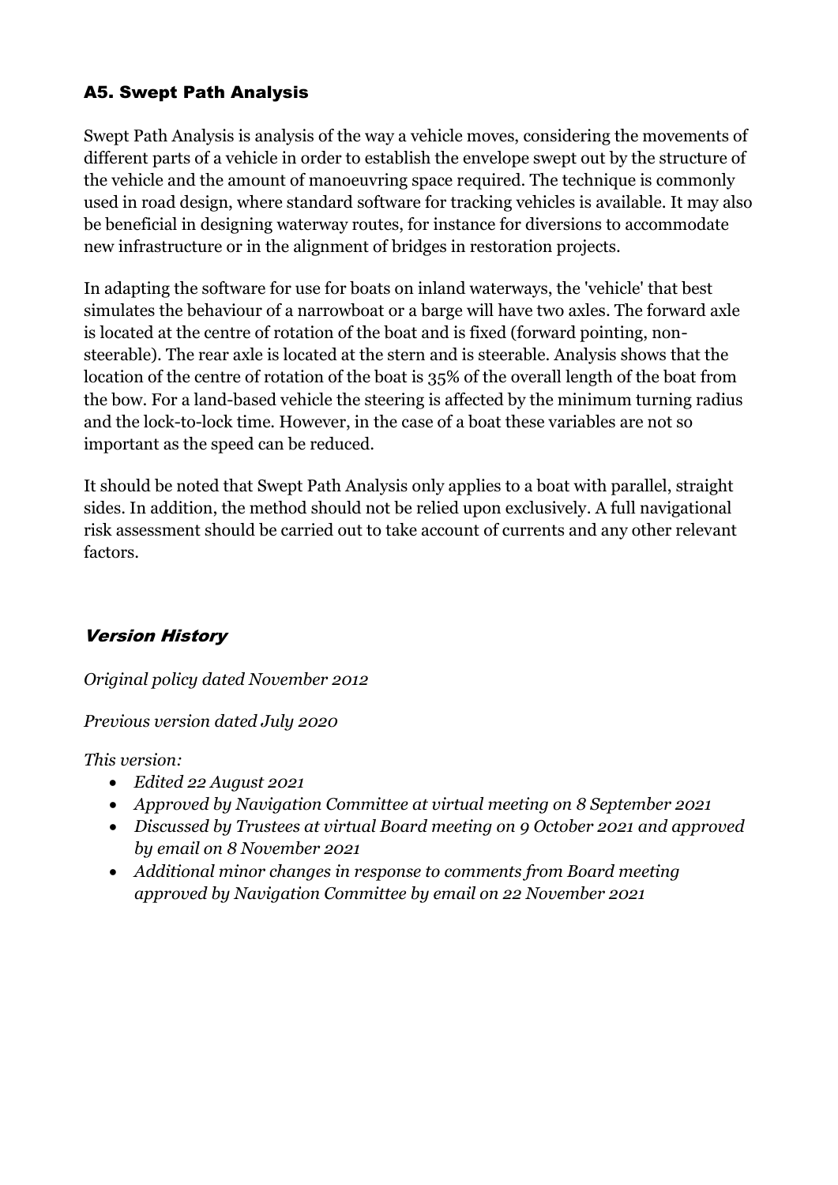## A5. Swept Path Analysis

Swept Path Analysis is analysis of the way a vehicle moves, considering the movements of different parts of a vehicle in order to establish the envelope swept out by the structure of the vehicle and the amount of manoeuvring space required. The technique is commonly used in road design, where standard software for tracking vehicles is available. It may also be beneficial in designing waterway routes, for instance for diversions to accommodate new infrastructure or in the alignment of bridges in restoration projects.

In adapting the software for use for boats on inland waterways, the 'vehicle' that best simulates the behaviour of a narrowboat or a barge will have two axles. The forward axle is located at the centre of rotation of the boat and is fixed (forward pointing, non-steerable). The rear axle is located at the stern and is steerable. Analysis shows that the location of the centre of rotation of the boat is 35% of the overall length of the boat from the bow. For a land-based vehicle the steering is affected by the minimum turning radius and the lock-to-lock time. However, in the case of a boat these variables are not so important as the speed can be reduced.

It should be noted that Swept Path Analysis only applies to a boat with parallel, straight sides. In addition, the method should not be relied upon exclusively. A full navigational risk assessment should be carried out to take account of currents and any other relevant factors.

## *Version History*

*Original policy dated November 2012*

*Previous version dated July 2020*

*This version:*

- *Edited 22 August 2021*
- *Approved by Navigation Committee at virtual meeting on 8 September 2021*
- *Discussed by Trustees at virtual Board meeting on 9 October 2021 and approved by email on 8 November 2021*
- *Additional minor changes in response to comments from Board meeting approved by Navigation Committee by email on 22 November 2021*